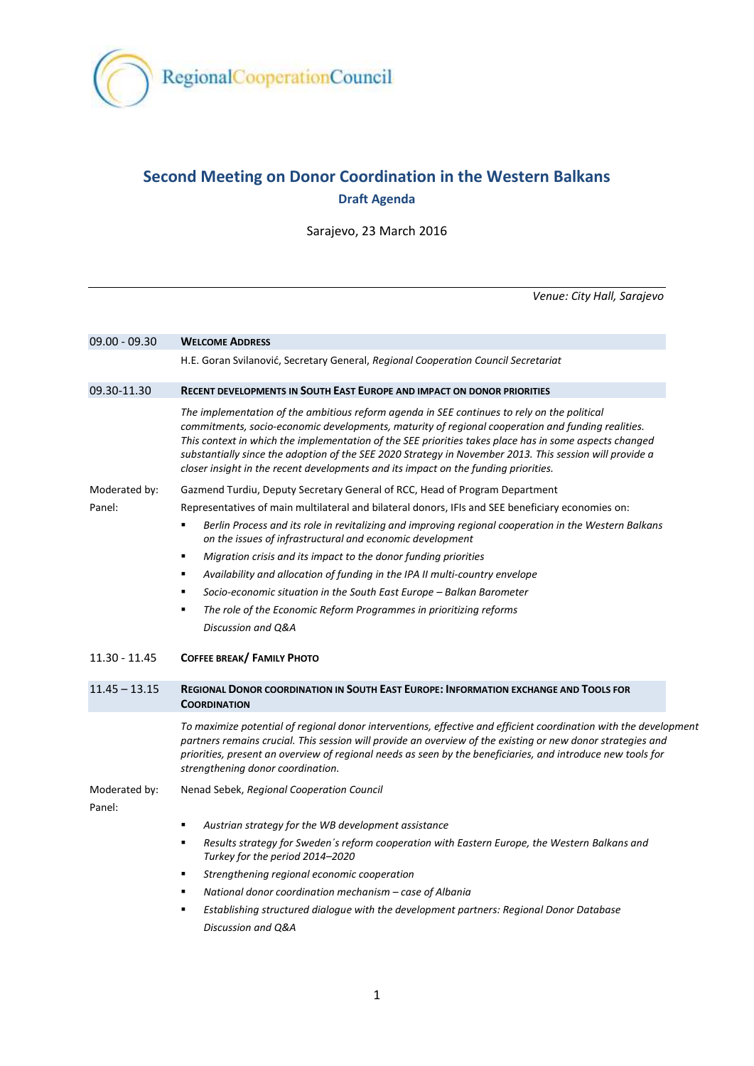RegionalCooperationCouncil

# Second Meeting on Donor Coordination in the Western Balkans

## Draft Agenda

Sarajevo, 23 March 2016

*Venue: City Hall, Sarajevo*

---

**09.00 - 09.30 — WELCOME ADDRESS**

H.E. Goran Svilanović, Secretary General, *Regional Cooperation Council Secretariat*

**09.30-11.30 — RECENT DEVELOPMENTS IN SOUTH EAST EUROPE AND IMPACT ON DONOR PRIORITIES**

*The implementation of the ambitious reform agenda in SEE continues to rely on the political commitments, socio-economic developments, maturity of regional cooperation and funding realities. This context in which the implementation of the SEE priorities takes place has in some aspects changed substantially since the adoption of the SEE 2020 Strategy in November 2013. This session will provide a closer insight in the recent developments and its impact on the funding priorities.*

Moderated by: Gazmend Turdiu, Deputy Secretary General of RCC, Head of Program Department

Panel: Representatives of main multilateral and bilateral donors, IFIs and SEE beneficiary economies on:

- *Berlin Process and its role in revitalizing and improving regional cooperation in the Western Balkans on the issues of infrastructural and economic development*
- *Migration crisis and its impact to the donor funding priorities*
- *Availability and allocation of funding in the IPA II multi-country envelope*
- *Socio-economic situation in the South East Europe – Balkan Barometer*
- *The role of the Economic Reform Programmes in prioritizing reforms*

*Discussion and Q&A*

**11.30 - 11.45 — COFFEE BREAK/ FAMILY PHOTO**

**11.45 – 13.15 — REGIONAL DONOR COORDINATION IN SOUTH EAST EUROPE: INFORMATION EXCHANGE AND TOOLS FOR COORDINATION**

*To maximize potential of regional donor interventions, effective and efficient coordination with the development partners remains crucial. This session will provide an overview of the existing or new donor strategies and priorities, present an overview of regional needs as seen by the beneficiaries, and introduce new tools for strengthening donor coordination.*

Moderated by: Nenad Sebek, *Regional Cooperation Council*

Panel:

- *Austrian strategy for the WB development assistance*
- *Results strategy for Sweden´s reform cooperation with Eastern Europe, the Western Balkans and Turkey for the period 2014–2020*
- *Strengthening regional economic cooperation*
- *National donor coordination mechanism – case of Albania*
- *Establishing structured dialogue with the development partners: Regional Donor Database*

*Discussion and Q&A*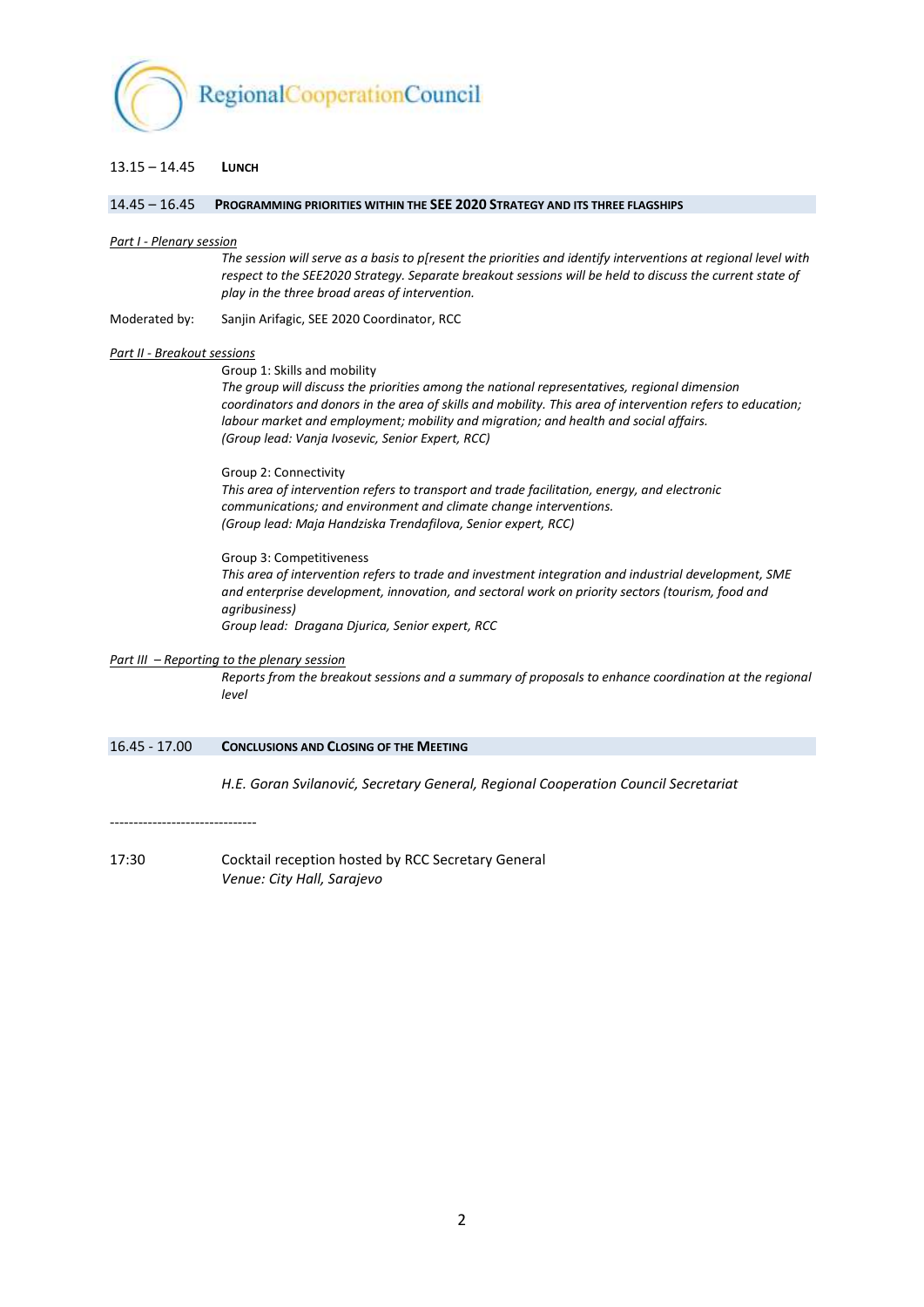13.15 – 14.45 **LUNCH**

**14.45 – 16.45 PROGRAMMING PRIORITIES WITHIN THE SEE 2020 STRATEGY AND ITS THREE FLAGSHIPS**

*Part I - Plenary session*

*The session will serve as a basis to p[resent the priorities and identify interventions at regional level with respect to the SEE2020 Strategy. Separate breakout sessions will be held to discuss the current state of play in the three broad areas of intervention.*

Moderated by: Sanjin Arifagic, SEE 2020 Coordinator, RCC

*Part II - Breakout sessions*

Group 1: Skills and mobility
*The group will discuss the priorities among the national representatives, regional dimension coordinators and donors in the area of skills and mobility. This area of intervention refers to education; labour market and employment; mobility and migration; and health and social affairs.*
*(Group lead: Vanja Ivosevic, Senior Expert, RCC)*

Group 2: Connectivity
*This area of intervention refers to transport and trade facilitation, energy, and electronic communications; and environment and climate change interventions.*
*(Group lead: Maja Handziska Trendafilova, Senior expert, RCC)*

Group 3: Competitiveness
*This area of intervention refers to trade and investment integration and industrial development, SME and enterprise development, innovation, and sectoral work on priority sectors (tourism, food and agribusiness)*
*Group lead: Dragana Djurica, Senior expert, RCC*

*Part III – Reporting to the plenary session*

*Reports from the breakout sessions and a summary of proposals to enhance coordination at the regional level*

**16.45 - 17.00 CONCLUSIONS AND CLOSING OF THE MEETING**

*H.E. Goran Svilanović, Secretary General, Regional Cooperation Council Secretariat*

-------------------------------

17:30 Cocktail reception hosted by RCC Secretary General
*Venue: City Hall, Sarajevo*